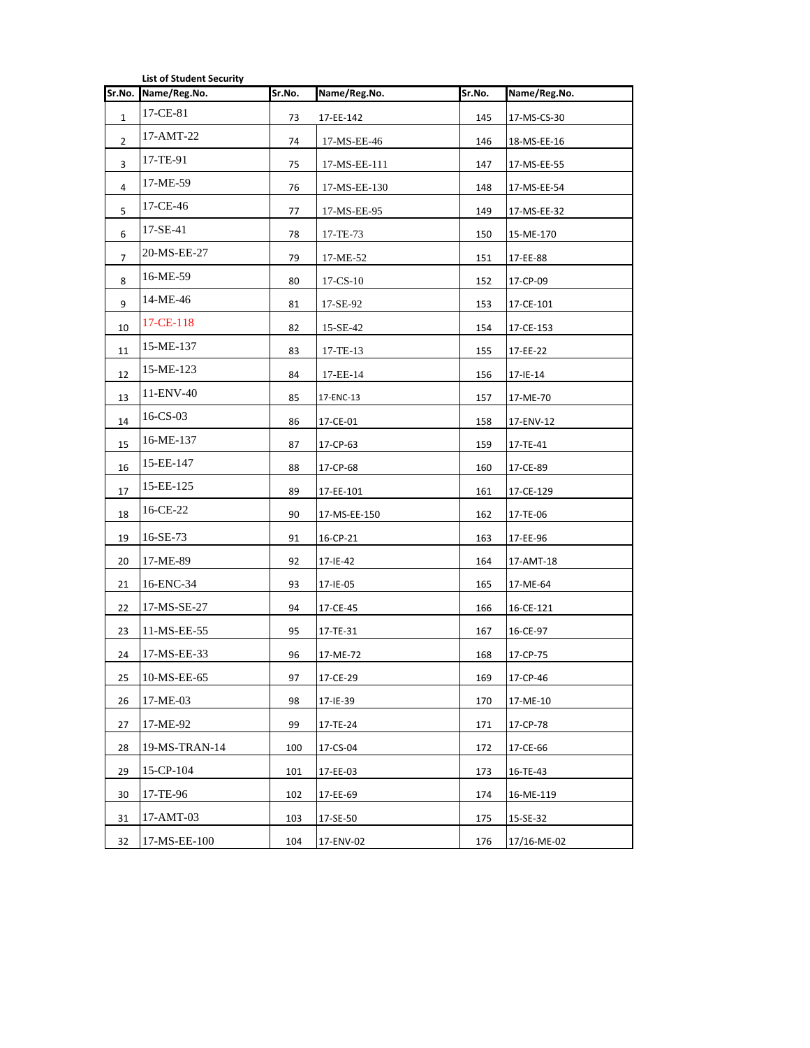**List of Student Security**

| Sr.No. | Name/Reg.No. | Sr.No. | Name/Reg.No. | Sr.No. | Name/Reg.No. |
|---|---|---|---|---|---|
| 1 | 17-CE-81 | 73 | 17-EE-142 | 145 | 17-MS-CS-30 |
| 2 | 17-AMT-22 | 74 | 17-MS-EE-46 | 146 | 18-MS-EE-16 |
| 3 | 17-TE-91 | 75 | 17-MS-EE-111 | 147 | 17-MS-EE-55 |
| 4 | 17-ME-59 | 76 | 17-MS-EE-130 | 148 | 17-MS-EE-54 |
| 5 | 17-CE-46 | 77 | 17-MS-EE-95 | 149 | 17-MS-EE-32 |
| 6 | 17-SE-41 | 78 | 17-TE-73 | 150 | 15-ME-170 |
| 7 | 20-MS-EE-27 | 79 | 17-ME-52 | 151 | 17-EE-88 |
| 8 | 16-ME-59 | 80 | 17-CS-10 | 152 | 17-CP-09 |
| 9 | 14-ME-46 | 81 | 17-SE-92 | 153 | 17-CE-101 |
| 10 | 17-CE-118 | 82 | 15-SE-42 | 154 | 17-CE-153 |
| 11 | 15-ME-137 | 83 | 17-TE-13 | 155 | 17-EE-22 |
| 12 | 15-ME-123 | 84 | 17-EE-14 | 156 | 17-IE-14 |
| 13 | 11-ENV-40 | 85 | 17-ENC-13 | 157 | 17-ME-70 |
| 14 | 16-CS-03 | 86 | 17-CE-01 | 158 | 17-ENV-12 |
| 15 | 16-ME-137 | 87 | 17-CP-63 | 159 | 17-TE-41 |
| 16 | 15-EE-147 | 88 | 17-CP-68 | 160 | 17-CE-89 |
| 17 | 15-EE-125 | 89 | 17-EE-101 | 161 | 17-CE-129 |
| 18 | 16-CE-22 | 90 | 17-MS-EE-150 | 162 | 17-TE-06 |
| 19 | 16-SE-73 | 91 | 16-CP-21 | 163 | 17-EE-96 |
| 20 | 17-ME-89 | 92 | 17-IE-42 | 164 | 17-AMT-18 |
| 21 | 16-ENC-34 | 93 | 17-IE-05 | 165 | 17-ME-64 |
| 22 | 17-MS-SE-27 | 94 | 17-CE-45 | 166 | 16-CE-121 |
| 23 | 11-MS-EE-55 | 95 | 17-TE-31 | 167 | 16-CE-97 |
| 24 | 17-MS-EE-33 | 96 | 17-ME-72 | 168 | 17-CP-75 |
| 25 | 10-MS-EE-65 | 97 | 17-CE-29 | 169 | 17-CP-46 |
| 26 | 17-ME-03 | 98 | 17-IE-39 | 170 | 17-ME-10 |
| 27 | 17-ME-92 | 99 | 17-TE-24 | 171 | 17-CP-78 |
| 28 | 19-MS-TRAN-14 | 100 | 17-CS-04 | 172 | 17-CE-66 |
| 29 | 15-CP-104 | 101 | 17-EE-03 | 173 | 16-TE-43 |
| 30 | 17-TE-96 | 102 | 17-EE-69 | 174 | 16-ME-119 |
| 31 | 17-AMT-03 | 103 | 17-SE-50 | 175 | 15-SE-32 |
| 32 | 17-MS-EE-100 | 104 | 17-ENV-02 | 176 | 17/16-ME-02 |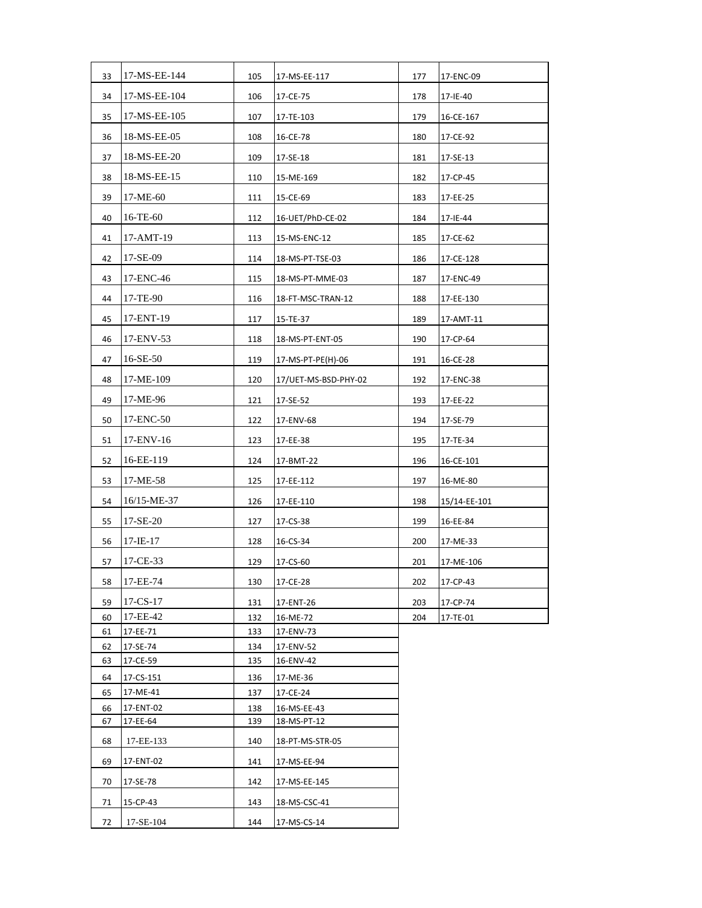| | | | | | |
|---|---|---|---|---|---|
| 33 | 17-MS-EE-144 | 105 | 17-MS-EE-117 | 177 | 17-ENC-09 |
| 34 | 17-MS-EE-104 | 106 | 17-CE-75 | 178 | 17-IE-40 |
| 35 | 17-MS-EE-105 | 107 | 17-TE-103 | 179 | 16-CE-167 |
| 36 | 18-MS-EE-05 | 108 | 16-CE-78 | 180 | 17-CE-92 |
| 37 | 18-MS-EE-20 | 109 | 17-SE-18 | 181 | 17-SE-13 |
| 38 | 18-MS-EE-15 | 110 | 15-ME-169 | 182 | 17-CP-45 |
| 39 | 17-ME-60 | 111 | 15-CE-69 | 183 | 17-EE-25 |
| 40 | 16-TE-60 | 112 | 16-UET/PhD-CE-02 | 184 | 17-IE-44 |
| 41 | 17-AMT-19 | 113 | 15-MS-ENC-12 | 185 | 17-CE-62 |
| 42 | 17-SE-09 | 114 | 18-MS-PT-TSE-03 | 186 | 17-CE-128 |
| 43 | 17-ENC-46 | 115 | 18-MS-PT-MME-03 | 187 | 17-ENC-49 |
| 44 | 17-TE-90 | 116 | 18-FT-MSC-TRAN-12 | 188 | 17-EE-130 |
| 45 | 17-ENT-19 | 117 | 15-TE-37 | 189 | 17-AMT-11 |
| 46 | 17-ENV-53 | 118 | 18-MS-PT-ENT-05 | 190 | 17-CP-64 |
| 47 | 16-SE-50 | 119 | 17-MS-PT-PE(H)-06 | 191 | 16-CE-28 |
| 48 | 17-ME-109 | 120 | 17/UET-MS-BSD-PHY-02 | 192 | 17-ENC-38 |
| 49 | 17-ME-96 | 121 | 17-SE-52 | 193 | 17-EE-22 |
| 50 | 17-ENC-50 | 122 | 17-ENV-68 | 194 | 17-SE-79 |
| 51 | 17-ENV-16 | 123 | 17-EE-38 | 195 | 17-TE-34 |
| 52 | 16-EE-119 | 124 | 17-BMT-22 | 196 | 16-CE-101 |
| 53 | 17-ME-58 | 125 | 17-EE-112 | 197 | 16-ME-80 |
| 54 | 16/15-ME-37 | 126 | 17-EE-110 | 198 | 15/14-EE-101 |
| 55 | 17-SE-20 | 127 | 17-CS-38 | 199 | 16-EE-84 |
| 56 | 17-IE-17 | 128 | 16-CS-34 | 200 | 17-ME-33 |
| 57 | 17-CE-33 | 129 | 17-CS-60 | 201 | 17-ME-106 |
| 58 | 17-EE-74 | 130 | 17-CE-28 | 202 | 17-CP-43 |
| 59 | 17-CS-17 | 131 | 17-ENT-26 | 203 | 17-CP-74 |
| 60 | 17-EE-42 | 132 | 16-ME-72 | 204 | 17-TE-01 |
| 61 | 17-EE-71 | 133 | 17-ENV-73 | | |
| 62 | 17-SE-74 | 134 | 17-ENV-52 | | |
| 63 | 17-CE-59 | 135 | 16-ENV-42 | | |
| 64 | 17-CS-151 | 136 | 17-ME-36 | | |
| 65 | 17-ME-41 | 137 | 17-CE-24 | | |
| 66 | 17-ENT-02 | 138 | 16-MS-EE-43 | | |
| 67 | 17-EE-64 | 139 | 18-MS-PT-12 | | |
| 68 | 17-EE-133 | 140 | 18-PT-MS-STR-05 | | |
| 69 | 17-ENT-02 | 141 | 17-MS-EE-94 | | |
| 70 | 17-SE-78 | 142 | 17-MS-EE-145 | | |
| 71 | 15-CP-43 | 143 | 18-MS-CSC-41 | | |
| 72 | 17-SE-104 | 144 | 17-MS-CS-14 | | |